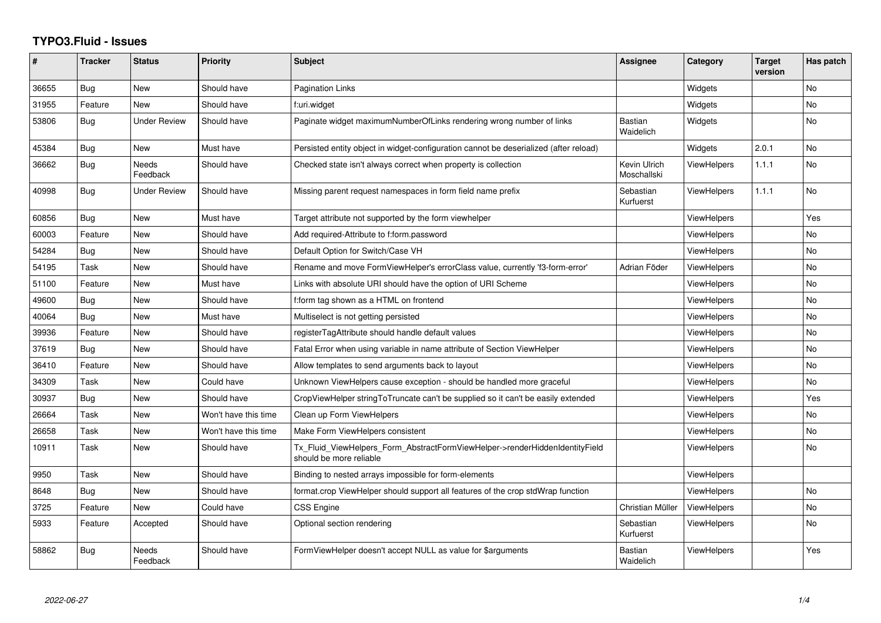# TYPO3.Fluid - Issues

| # | Tracker | Status | Priority | Subject | Assignee | Category | Target version | Has patch |
|---|---|---|---|---|---|---|---|---|
| 36655 | Bug | New | Should have | Pagination Links | | Widgets | | No |
| 31955 | Feature | New | Should have | f:uri.widget | | Widgets | | No |
| 53806 | Bug | Under Review | Should have | Paginate widget maximumNumberOfLinks rendering wrong number of links | Bastian Waidelich | Widgets | | No |
| 45384 | Bug | New | Must have | Persisted entity object in widget-configuration cannot be deserialized (after reload) | | Widgets | 2.0.1 | No |
| 36662 | Bug | Needs Feedback | Should have | Checked state isn't always correct when property is collection | Kevin Ulrich Moschallski | ViewHelpers | 1.1.1 | No |
| 40998 | Bug | Under Review | Should have | Missing parent request namespaces in form field name prefix | Sebastian Kurfuerst | ViewHelpers | 1.1.1 | No |
| 60856 | Bug | New | Must have | Target attribute not supported by the form viewhelper | | ViewHelpers | | Yes |
| 60003 | Feature | New | Should have | Add required-Attribute to f:form.password | | ViewHelpers | | No |
| 54284 | Bug | New | Should have | Default Option for Switch/Case VH | | ViewHelpers | | No |
| 54195 | Task | New | Should have | Rename and move FormViewHelper's errorClass value, currently 'f3-form-error' | Adrian Föder | ViewHelpers | | No |
| 51100 | Feature | New | Must have | Links with absolute URI should have the option of URI Scheme | | ViewHelpers | | No |
| 49600 | Bug | New | Should have | f:form tag shown as a HTML on frontend | | ViewHelpers | | No |
| 40064 | Bug | New | Must have | Multiselect is not getting persisted | | ViewHelpers | | No |
| 39936 | Feature | New | Should have | registerTagAttribute should handle default values | | ViewHelpers | | No |
| 37619 | Bug | New | Should have | Fatal Error when using variable in name attribute of Section ViewHelper | | ViewHelpers | | No |
| 36410 | Feature | New | Should have | Allow templates to send arguments back to layout | | ViewHelpers | | No |
| 34309 | Task | New | Could have | Unknown ViewHelpers cause exception - should be handled more graceful | | ViewHelpers | | No |
| 30937 | Bug | New | Should have | CropViewHelper stringToTruncate can't be supplied so it can't be easily extended | | ViewHelpers | | Yes |
| 26664 | Task | New | Won't have this time | Clean up Form ViewHelpers | | ViewHelpers | | No |
| 26658 | Task | New | Won't have this time | Make Form ViewHelpers consistent | | ViewHelpers | | No |
| 10911 | Task | New | Should have | Tx_Fluid_ViewHelpers_Form_AbstractFormViewHelper->renderHiddenIdentityField should be more reliable | | ViewHelpers | | No |
| 9950 | Task | New | Should have | Binding to nested arrays impossible for form-elements | | ViewHelpers | | |
| 8648 | Bug | New | Should have | format.crop ViewHelper should support all features of the crop stdWrap function | | ViewHelpers | | No |
| 3725 | Feature | New | Could have | CSS Engine | Christian Müller | ViewHelpers | | No |
| 5933 | Feature | Accepted | Should have | Optional section rendering | Sebastian Kurfuerst | ViewHelpers | | No |
| 58862 | Bug | Needs Feedback | Should have | FormViewHelper doesn't accept NULL as value for $arguments | Bastian Waidelich | ViewHelpers | | Yes |

2022-06-27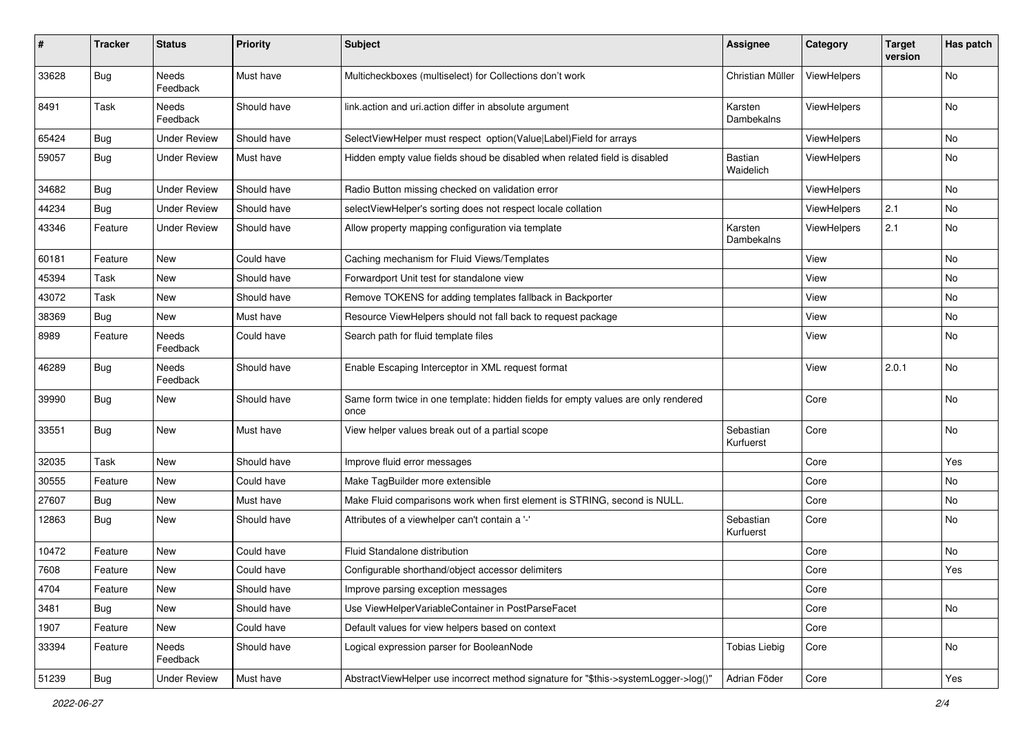| # | Tracker | Status | Priority | Subject | Assignee | Category | Target version | Has patch |
|---|---|---|---|---|---|---|---|---|
| 33628 | Bug | Needs Feedback | Must have | Multicheckboxes (multiselect) for Collections don't work | Christian Müller | ViewHelpers | | No |
| 8491 | Task | Needs Feedback | Should have | link.action and uri.action differ in absolute argument | Karsten Dambekalns | ViewHelpers | | No |
| 65424 | Bug | Under Review | Should have | SelectViewHelper must respect option(Value\|Label)Field for arrays | | ViewHelpers | | No |
| 59057 | Bug | Under Review | Must have | Hidden empty value fields shoud be disabled when related field is disabled | Bastian Waidelich | ViewHelpers | | No |
| 34682 | Bug | Under Review | Should have | Radio Button missing checked on validation error | | ViewHelpers | | No |
| 44234 | Bug | Under Review | Should have | selectViewHelper's sorting does not respect locale collation | | ViewHelpers | 2.1 | No |
| 43346 | Feature | Under Review | Should have | Allow property mapping configuration via template | Karsten Dambekalns | ViewHelpers | 2.1 | No |
| 60181 | Feature | New | Could have | Caching mechanism for Fluid Views/Templates | | View | | No |
| 45394 | Task | New | Should have | Forwardport Unit test for standalone view | | View | | No |
| 43072 | Task | New | Should have | Remove TOKENS for adding templates fallback in Backporter | | View | | No |
| 38369 | Bug | New | Must have | Resource ViewHelpers should not fall back to request package | | View | | No |
| 8989 | Feature | Needs Feedback | Could have | Search path for fluid template files | | View | | No |
| 46289 | Bug | Needs Feedback | Should have | Enable Escaping Interceptor in XML request format | | View | 2.0.1 | No |
| 39990 | Bug | New | Should have | Same form twice in one template: hidden fields for empty values are only rendered once | | Core | | No |
| 33551 | Bug | New | Must have | View helper values break out of a partial scope | Sebastian Kurfuerst | Core | | No |
| 32035 | Task | New | Should have | Improve fluid error messages | | Core | | Yes |
| 30555 | Feature | New | Could have | Make TagBuilder more extensible | | Core | | No |
| 27607 | Bug | New | Must have | Make Fluid comparisons work when first element is STRING, second is NULL. | | Core | | No |
| 12863 | Bug | New | Should have | Attributes of a viewhelper can't contain a '-' | Sebastian Kurfuerst | Core | | No |
| 10472 | Feature | New | Could have | Fluid Standalone distribution | | Core | | No |
| 7608 | Feature | New | Could have | Configurable shorthand/object accessor delimiters | | Core | | Yes |
| 4704 | Feature | New | Should have | Improve parsing exception messages | | Core | | |
| 3481 | Bug | New | Should have | Use ViewHelperVariableContainer in PostParseFacet | | Core | | No |
| 1907 | Feature | New | Could have | Default values for view helpers based on context | | Core | | |
| 33394 | Feature | Needs Feedback | Should have | Logical expression parser for BooleanNode | Tobias Liebig | Core | | No |
| 51239 | Bug | Under Review | Must have | AbstractViewHelper use incorrect method signature for "$this->systemLogger->log()" | Adrian Föder | Core | | Yes |

2022-06-27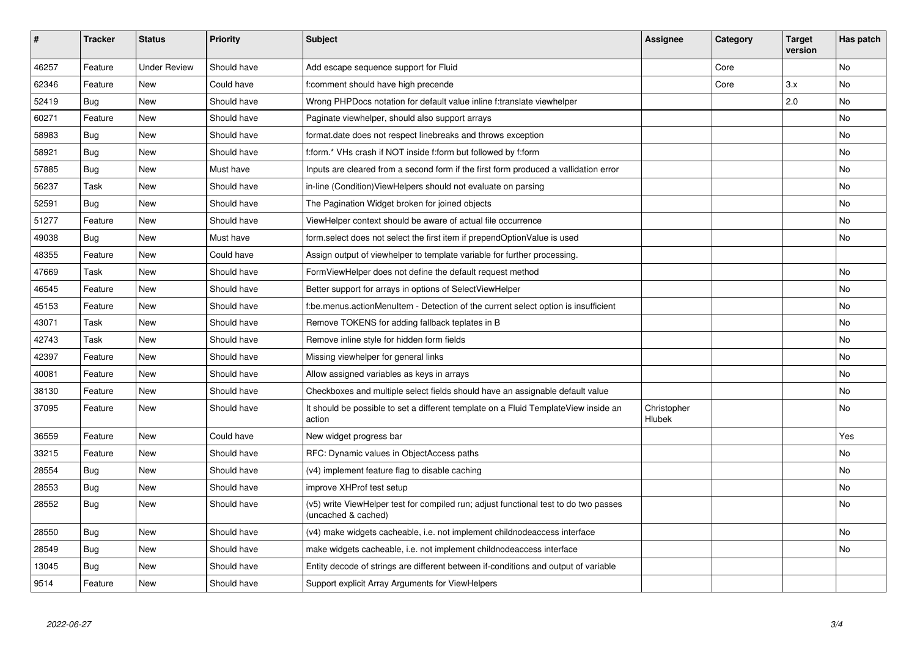| # | Tracker | Status | Priority | Subject | Assignee | Category | Target version | Has patch |
|---|---|---|---|---|---|---|---|---|
| 46257 | Feature | Under Review | Should have | Add escape sequence support for Fluid | | Core | | No |
| 62346 | Feature | New | Could have | f:comment should have high precende | | Core | 3.x | No |
| 52419 | Bug | New | Should have | Wrong PHPDocs notation for default value inline f:translate viewhelper | | | 2.0 | No |
| 60271 | Feature | New | Should have | Paginate viewhelper, should also support arrays | | | | No |
| 58983 | Bug | New | Should have | format.date does not respect linebreaks and throws exception | | | | No |
| 58921 | Bug | New | Should have | f:form.* VHs crash if NOT inside f:form but followed by f:form | | | | No |
| 57885 | Bug | New | Must have | Inputs are cleared from a second form if the first form produced a vallidation error | | | | No |
| 56237 | Task | New | Should have | in-line (Condition)ViewHelpers should not evaluate on parsing | | | | No |
| 52591 | Bug | New | Should have | The Pagination Widget broken for joined objects | | | | No |
| 51277 | Feature | New | Should have | ViewHelper context should be aware of actual file occurrence | | | | No |
| 49038 | Bug | New | Must have | form.select does not select the first item if prependOptionValue is used | | | | No |
| 48355 | Feature | New | Could have | Assign output of viewhelper to template variable for further processing. | | | | |
| 47669 | Task | New | Should have | FormViewHelper does not define the default request method | | | | No |
| 46545 | Feature | New | Should have | Better support for arrays in options of SelectViewHelper | | | | No |
| 45153 | Feature | New | Should have | f:be.menus.actionMenuItem - Detection of the current select option is insufficient | | | | No |
| 43071 | Task | New | Should have | Remove TOKENS for adding fallback teplates in B | | | | No |
| 42743 | Task | New | Should have | Remove inline style for hidden form fields | | | | No |
| 42397 | Feature | New | Should have | Missing viewhelper for general links | | | | No |
| 40081 | Feature | New | Should have | Allow assigned variables as keys in arrays | | | | No |
| 38130 | Feature | New | Should have | Checkboxes and multiple select fields should have an assignable default value | | | | No |
| 37095 | Feature | New | Should have | It should be possible to set a different template on a Fluid TemplateView inside an action | Christopher Hlubek | | | No |
| 36559 | Feature | New | Could have | New widget progress bar | | | | Yes |
| 33215 | Feature | New | Should have | RFC: Dynamic values in ObjectAccess paths | | | | No |
| 28554 | Bug | New | Should have | (v4) implement feature flag to disable caching | | | | No |
| 28553 | Bug | New | Should have | improve XHProf test setup | | | | No |
| 28552 | Bug | New | Should have | (v5) write ViewHelper test for compiled run; adjust functional test to do two passes (uncached & cached) | | | | No |
| 28550 | Bug | New | Should have | (v4) make widgets cacheable, i.e. not implement childnodeaccess interface | | | | No |
| 28549 | Bug | New | Should have | make widgets cacheable, i.e. not implement childnodeaccess interface | | | | No |
| 13045 | Bug | New | Should have | Entity decode of strings are different between if-conditions and output of variable | | | | |
| 9514 | Feature | New | Should have | Support explicit Array Arguments for ViewHelpers | | | | |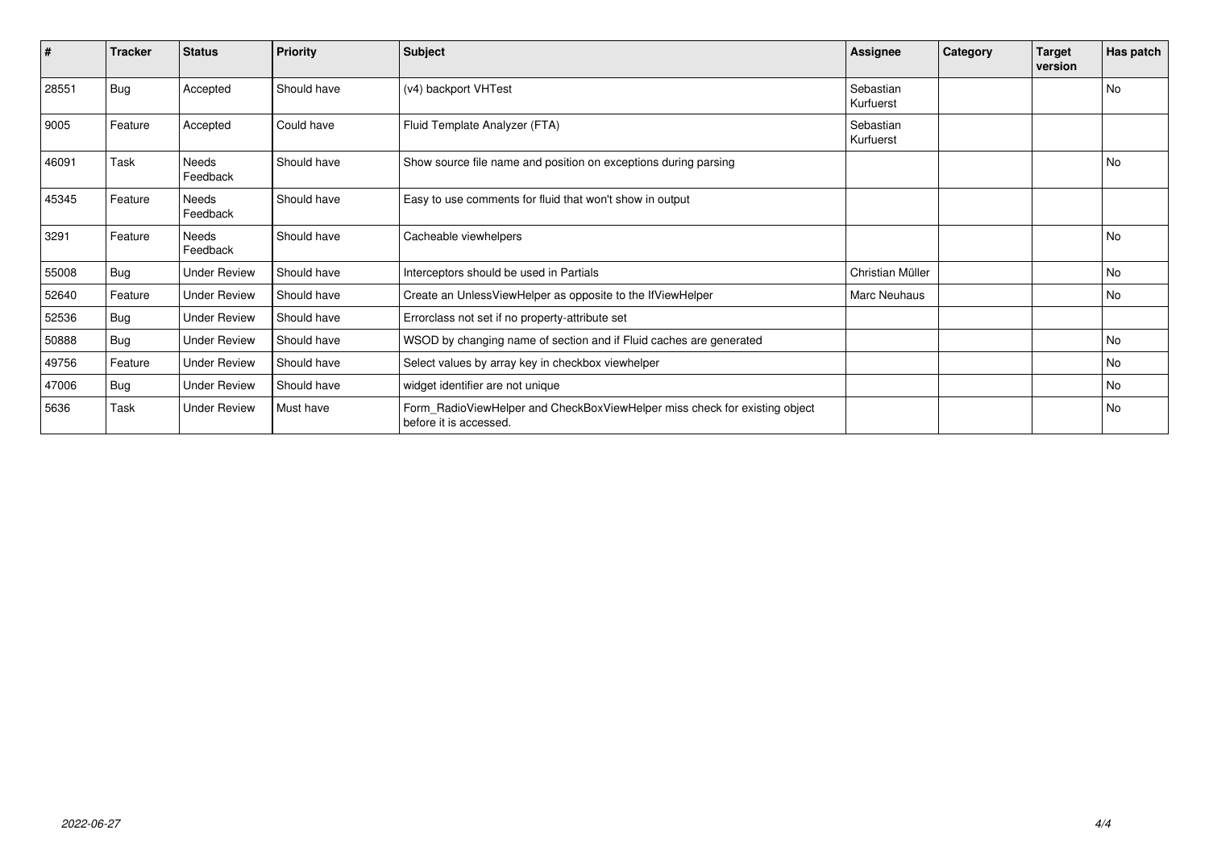| # | Tracker | Status | Priority | Subject | Assignee | Category | Target version | Has patch |
|---|---|---|---|---|---|---|---|---|
| 28551 | Bug | Accepted | Should have | (v4) backport VHTest | Sebastian Kurfuerst | | | No |
| 9005 | Feature | Accepted | Could have | Fluid Template Analyzer (FTA) | Sebastian Kurfuerst | | | |
| 46091 | Task | Needs Feedback | Should have | Show source file name and position on exceptions during parsing | | | | No |
| 45345 | Feature | Needs Feedback | Should have | Easy to use comments for fluid that won't show in output | | | | |
| 3291 | Feature | Needs Feedback | Should have | Cacheable viewhelpers | | | | No |
| 55008 | Bug | Under Review | Should have | Interceptors should be used in Partials | Christian Müller | | | No |
| 52640 | Feature | Under Review | Should have | Create an UnlessViewHelper as opposite to the IfViewHelper | Marc Neuhaus | | | No |
| 52536 | Bug | Under Review | Should have | Errorclass not set if no property-attribute set | | | | |
| 50888 | Bug | Under Review | Should have | WSOD by changing name of section and if Fluid caches are generated | | | | No |
| 49756 | Feature | Under Review | Should have | Select values by array key in checkbox viewhelper | | | | No |
| 47006 | Bug | Under Review | Should have | widget identifier are not unique | | | | No |
| 5636 | Task | Under Review | Must have | Form_RadioViewHelper and CheckBoxViewHelper miss check for existing object before it is accessed. | | | | No |

2022-06-27